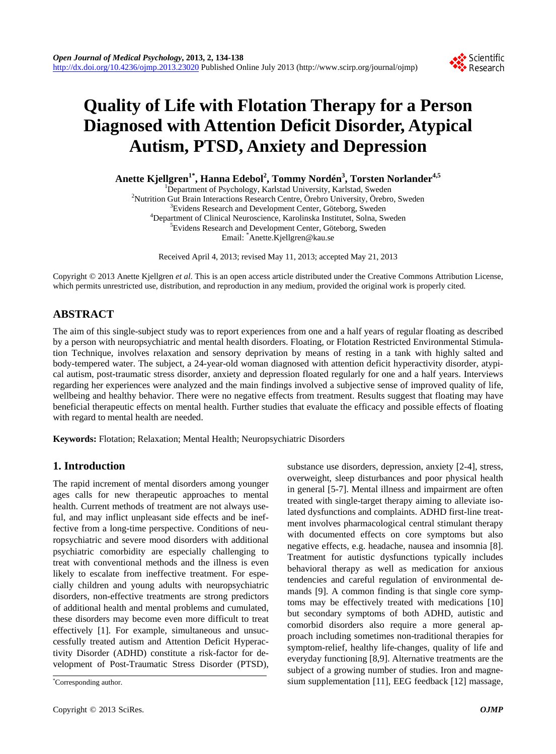# Quality of Life with Flotation Therapy for a Person Diagnosed with Attention Deficit Disorder, Atypical Autism, PTSD, Anxiety and Depression

**Anette Kjellgren[1*], Hanna Edebol[2], Tommy Nordén[3], Torsten Norlander[4,5]**

[1]Department of Psychology, Karlstad University, Karlstad, Sweden
[2]Nutrition Gut Brain Interactions Research Centre, Örebro University, Örebro, Sweden
[3]Evidens Research and Development Center, Göteborg, Sweden
[4]Department of Clinical Neuroscience, Karolinska Institutet, Solna, Sweden
[5]Evidens Research and Development Center, Göteborg, Sweden
Email: *Anette.Kjellgren@kau.se

Received April 4, 2013; revised May 11, 2013; accepted May 21, 2013

Copyright © 2013 Anette Kjellgren *et al*. This is an open access article distributed under the Creative Commons Attribution License, which permits unrestricted use, distribution, and reproduction in any medium, provided the original work is properly cited.

## ABSTRACT

The aim of this single-subject study was to report experiences from one and a half years of regular floating as described by a person with neuropsychiatric and mental health disorders. Floating, or Flotation Restricted Environmental Stimulation Technique, involves relaxation and sensory deprivation by means of resting in a tank with highly salted and body-tempered water. The subject, a 24-year-old woman diagnosed with attention deficit hyperactivity disorder, atypical autism, post-traumatic stress disorder, anxiety and depression floated regularly for one and a half years. Interviews regarding her experiences were analyzed and the main findings involved a subjective sense of improved quality of life, wellbeing and healthy behavior. There were no negative effects from treatment. Results suggest that floating may have beneficial therapeutic effects on mental health. Further studies that evaluate the efficacy and possible effects of floating with regard to mental health are needed.

**Keywords:** Flotation; Relaxation; Mental Health; Neuropsychiatric Disorders

## 1. Introduction

The rapid increment of mental disorders among younger ages calls for new therapeutic approaches to mental health. Current methods of treatment are not always useful, and may inflict unpleasant side effects and be ineffective from a long-time perspective. Conditions of neuropsychiatric and severe mood disorders with additional psychiatric comorbidity are especially challenging to treat with conventional methods and the illness is even likely to escalate from ineffective treatment. For especially children and young adults with neuropsychiatric disorders, non-effective treatments are strong predictors of additional health and mental problems and cumulated, these disorders may become even more difficult to treat effectively [1]. For example, simultaneous and unsuccessfully treated autism and Attention Deficit Hyperactivity Disorder (ADHD) constitute a risk-factor for development of Post-Traumatic Stress Disorder (PTSD), substance use disorders, depression, anxiety [2-4], stress, overweight, sleep disturbances and poor physical health in general [5-7]. Mental illness and impairment are often treated with single-target therapy aiming to alleviate isolated dysfunctions and complaints. ADHD first-line treatment involves pharmacological central stimulant therapy with documented effects on core symptoms but also negative effects, e.g. headache, nausea and insomnia [8]. Treatment for autistic dysfunctions typically includes behavioral therapy as well as medication for anxious tendencies and careful regulation of environmental demands [9]. A common finding is that single core symptoms may be effectively treated with medications [10] but secondary symptoms of both ADHD, autistic and comorbid disorders also require a more general approach including sometimes non-traditional therapies for symptom-relief, healthy life-changes, quality of life and everyday functioning [8,9]. Alternative treatments are the subject of a growing number of studies. Iron and magnesium supplementation [11], EEG feedback [12] massage,

*Corresponding author.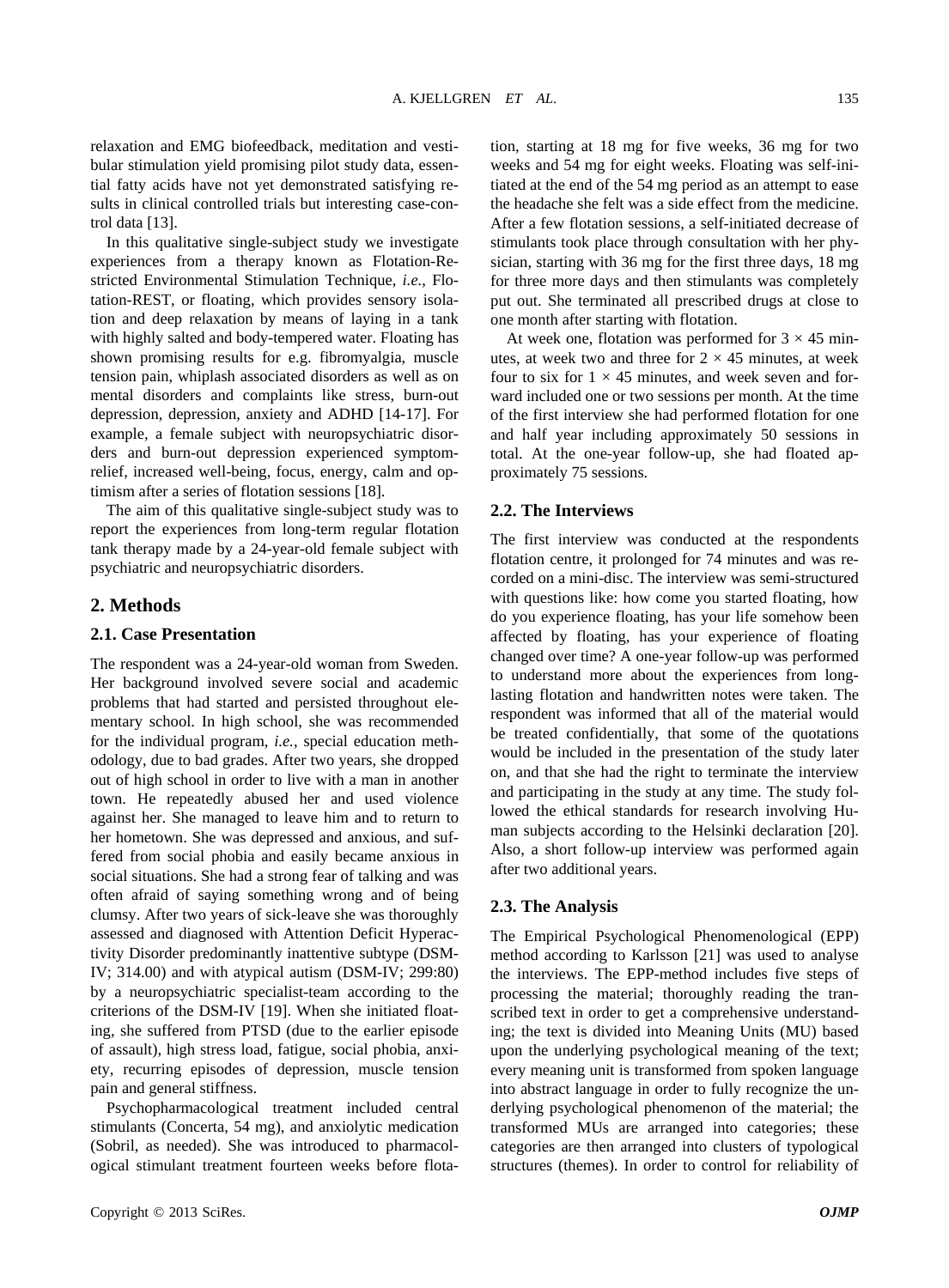relaxation and EMG biofeedback, meditation and vestibular stimulation yield promising pilot study data, essential fatty acids have not yet demonstrated satisfying results in clinical controlled trials but interesting case-control data [13].

In this qualitative single-subject study we investigate experiences from a therapy known as Flotation-Restricted Environmental Stimulation Technique, *i.e.*, Flotation-REST, or floating, which provides sensory isolation and deep relaxation by means of laying in a tank with highly salted and body-tempered water. Floating has shown promising results for e.g. fibromyalgia, muscle tension pain, whiplash associated disorders as well as on mental disorders and complaints like stress, burn-out depression, depression, anxiety and ADHD [14-17]. For example, a female subject with neuropsychiatric disorders and burn-out depression experienced symptom-relief, increased well-being, focus, energy, calm and optimism after a series of flotation sessions [18].

The aim of this qualitative single-subject study was to report the experiences from long-term regular flotation tank therapy made by a 24-year-old female subject with psychiatric and neuropsychiatric disorders.

## 2. Methods

### 2.1. Case Presentation

The respondent was a 24-year-old woman from Sweden. Her background involved severe social and academic problems that had started and persisted throughout elementary school. In high school, she was recommended for the individual program, *i.e.*, special education methodology, due to bad grades. After two years, she dropped out of high school in order to live with a man in another town. He repeatedly abused her and used violence against her. She managed to leave him and to return to her hometown. She was depressed and anxious, and suffered from social phobia and easily became anxious in social situations. She had a strong fear of talking and was often afraid of saying something wrong and of being clumsy. After two years of sick-leave she was thoroughly assessed and diagnosed with Attention Deficit Hyperactivity Disorder predominantly inattentive subtype (DSM-IV; 314.00) and with atypical autism (DSM-IV; 299:80) by a neuropsychiatric specialist-team according to the criterions of the DSM-IV [19]. When she initiated floating, she suffered from PTSD (due to the earlier episode of assault), high stress load, fatigue, social phobia, anxiety, recurring episodes of depression, muscle tension pain and general stiffness.

Psychopharmacological treatment included central stimulants (Concerta, 54 mg), and anxiolytic medication (Sobril, as needed). She was introduced to pharmacological stimulant treatment fourteen weeks before flotation, starting at 18 mg for five weeks, 36 mg for two weeks and 54 mg for eight weeks. Floating was self-initiated at the end of the 54 mg period as an attempt to ease the headache she felt was a side effect from the medicine. After a few flotation sessions, a self-initiated decrease of stimulants took place through consultation with her physician, starting with 36 mg for the first three days, 18 mg for three more days and then stimulants was completely put out. She terminated all prescribed drugs at close to one month after starting with flotation.

At week one, flotation was performed for $3 \times 45$ minutes, at week two and three for $2 \times 45$ minutes, at week four to six for $1 \times 45$ minutes, and week seven and forward included one or two sessions per month. At the time of the first interview she had performed flotation for one and half year including approximately 50 sessions in total. At the one-year follow-up, she had floated approximately 75 sessions.

### 2.2. The Interviews

The first interview was conducted at the respondents flotation centre, it prolonged for 74 minutes and was recorded on a mini-disc. The interview was semi-structured with questions like: how come you started floating, how do you experience floating, has your life somehow been affected by floating, has your experience of floating changed over time? A one-year follow-up was performed to understand more about the experiences from long-lasting flotation and handwritten notes were taken. The respondent was informed that all of the material would be treated confidentially, that some of the quotations would be included in the presentation of the study later on, and that she had the right to terminate the interview and participating in the study at any time. The study followed the ethical standards for research involving Human subjects according to the Helsinki declaration [20]. Also, a short follow-up interview was performed again after two additional years.

### 2.3. The Analysis

The Empirical Psychological Phenomenological (EPP) method according to Karlsson [21] was used to analyse the interviews. The EPP-method includes five steps of processing the material; thoroughly reading the transcribed text in order to get a comprehensive understanding; the text is divided into Meaning Units (MU) based upon the underlying psychological meaning of the text; every meaning unit is transformed from spoken language into abstract language in order to fully recognize the underlying psychological phenomenon of the material; the transformed MUs are arranged into categories; these categories are then arranged into clusters of typological structures (themes). In order to control for reliability of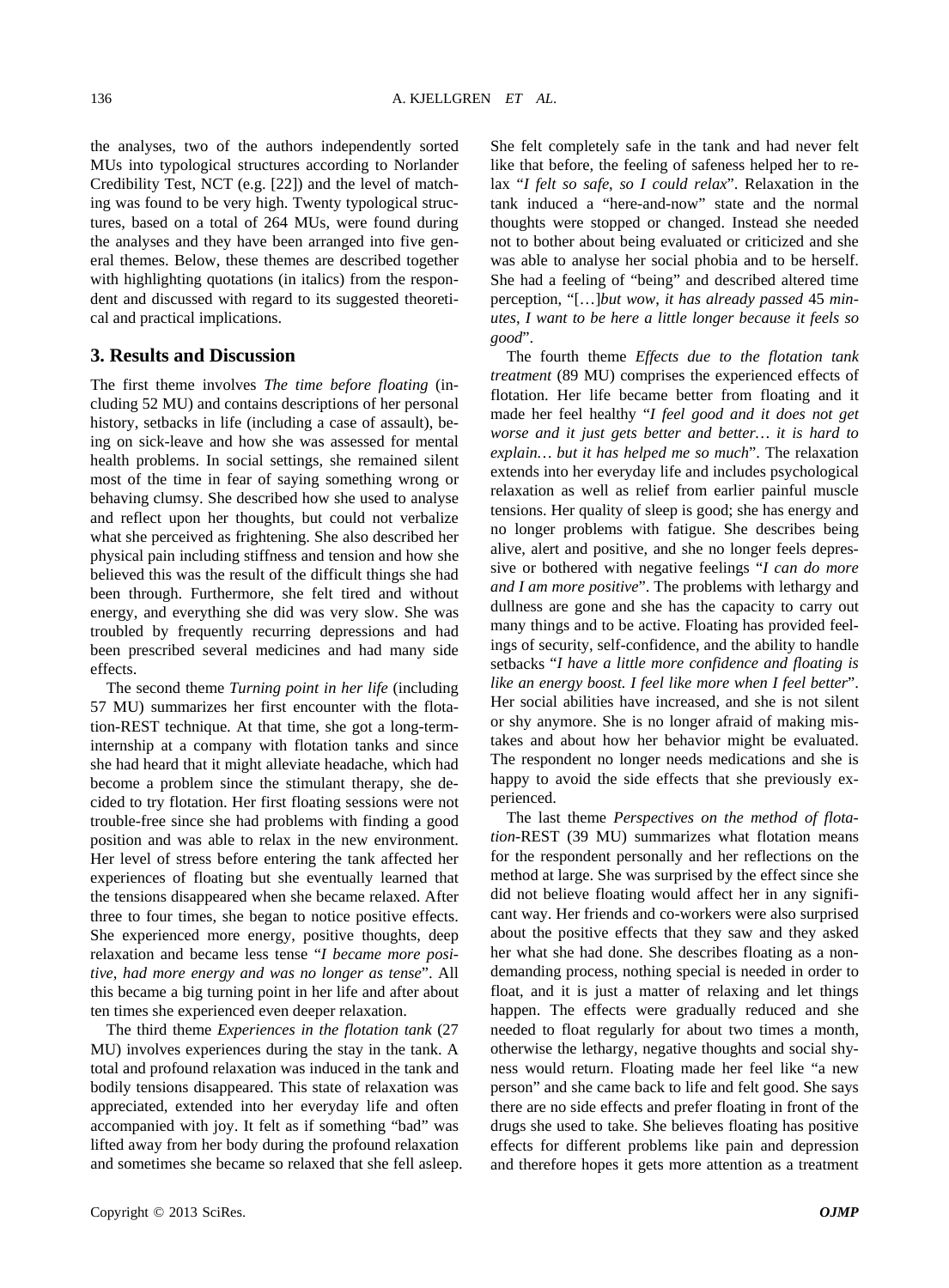the analyses, two of the authors independently sorted MUs into typological structures according to Norlander Credibility Test, NCT (e.g. [22]) and the level of matching was found to be very high. Twenty typological structures, based on a total of 264 MUs, were found during the analyses and they have been arranged into five general themes. Below, these themes are described together with highlighting quotations (in italics) from the respondent and discussed with regard to its suggested theoretical and practical implications.

## 3. Results and Discussion

The first theme involves *The time before floating* (including 52 MU) and contains descriptions of her personal history, setbacks in life (including a case of assault), being on sick-leave and how she was assessed for mental health problems. In social settings, she remained silent most of the time in fear of saying something wrong or behaving clumsy. She described how she used to analyse and reflect upon her thoughts, but could not verbalize what she perceived as frightening. She also described her physical pain including stiffness and tension and how she believed this was the result of the difficult things she had been through. Furthermore, she felt tired and without energy, and everything she did was very slow. She was troubled by frequently recurring depressions and had been prescribed several medicines and had many side effects.

The second theme *Turning point in her life* (including 57 MU) summarizes her first encounter with the flotation-REST technique. At that time, she got a long-term-internship at a company with flotation tanks and since she had heard that it might alleviate headache, which had become a problem since the stimulant therapy, she decided to try flotation. Her first floating sessions were not trouble-free since she had problems with finding a good position and was able to relax in the new environment. Her level of stress before entering the tank affected her experiences of floating but she eventually learned that the tensions disappeared when she became relaxed. After three to four times, she began to notice positive effects. She experienced more energy, positive thoughts, deep relaxation and became less tense "*I became more positive, had more energy and was no longer as tense*". All this became a big turning point in her life and after about ten times she experienced even deeper relaxation.

The third theme *Experiences in the flotation tank* (27 MU) involves experiences during the stay in the tank. A total and profound relaxation was induced in the tank and bodily tensions disappeared. This state of relaxation was appreciated, extended into her everyday life and often accompanied with joy. It felt as if something "bad" was lifted away from her body during the profound relaxation and sometimes she became so relaxed that she fell asleep. She felt completely safe in the tank and had never felt like that before, the feeling of safeness helped her to relax "*I felt so safe, so I could relax*". Relaxation in the tank induced a "here-and-now" state and the normal thoughts were stopped or changed. Instead she needed not to bother about being evaluated or criticized and she was able to analyse her social phobia and to be herself. She had a feeling of "being" and described altered time perception, "[…]*but wow, it has already passed* 45 *minutes, I want to be here a little longer because it feels so good*".

The fourth theme *Effects due to the flotation tank treatment* (89 MU) comprises the experienced effects of flotation. Her life became better from floating and it made her feel healthy "*I feel good and it does not get worse and it just gets better and better… it is hard to explain… but it has helped me so much*". The relaxation extends into her everyday life and includes psychological relaxation as well as relief from earlier painful muscle tensions. Her quality of sleep is good; she has energy and no longer problems with fatigue. She describes being alive, alert and positive, and she no longer feels depressive or bothered with negative feelings "*I can do more and I am more positive*". The problems with lethargy and dullness are gone and she has the capacity to carry out many things and to be active. Floating has provided feelings of security, self-confidence, and the ability to handle setbacks "*I have a little more confidence and floating is like an energy boost. I feel like more when I feel better*". Her social abilities have increased, and she is not silent or shy anymore. She is no longer afraid of making mistakes and about how her behavior might be evaluated. The respondent no longer needs medications and she is happy to avoid the side effects that she previously experienced.

The last theme *Perspectives on the method of flotation-*REST (39 MU) summarizes what flotation means for the respondent personally and her reflections on the method at large. She was surprised by the effect since she did not believe floating would affect her in any significant way. Her friends and co-workers were also surprised about the positive effects that they saw and they asked her what she had done. She describes floating as a non-demanding process, nothing special is needed in order to float, and it is just a matter of relaxing and let things happen. The effects were gradually reduced and she needed to float regularly for about two times a month, otherwise the lethargy, negative thoughts and social shyness would return. Floating made her feel like "a new person" and she came back to life and felt good. She says there are no side effects and prefer floating in front of the drugs she used to take. She believes floating has positive effects for different problems like pain and depression and therefore hopes it gets more attention as a treatment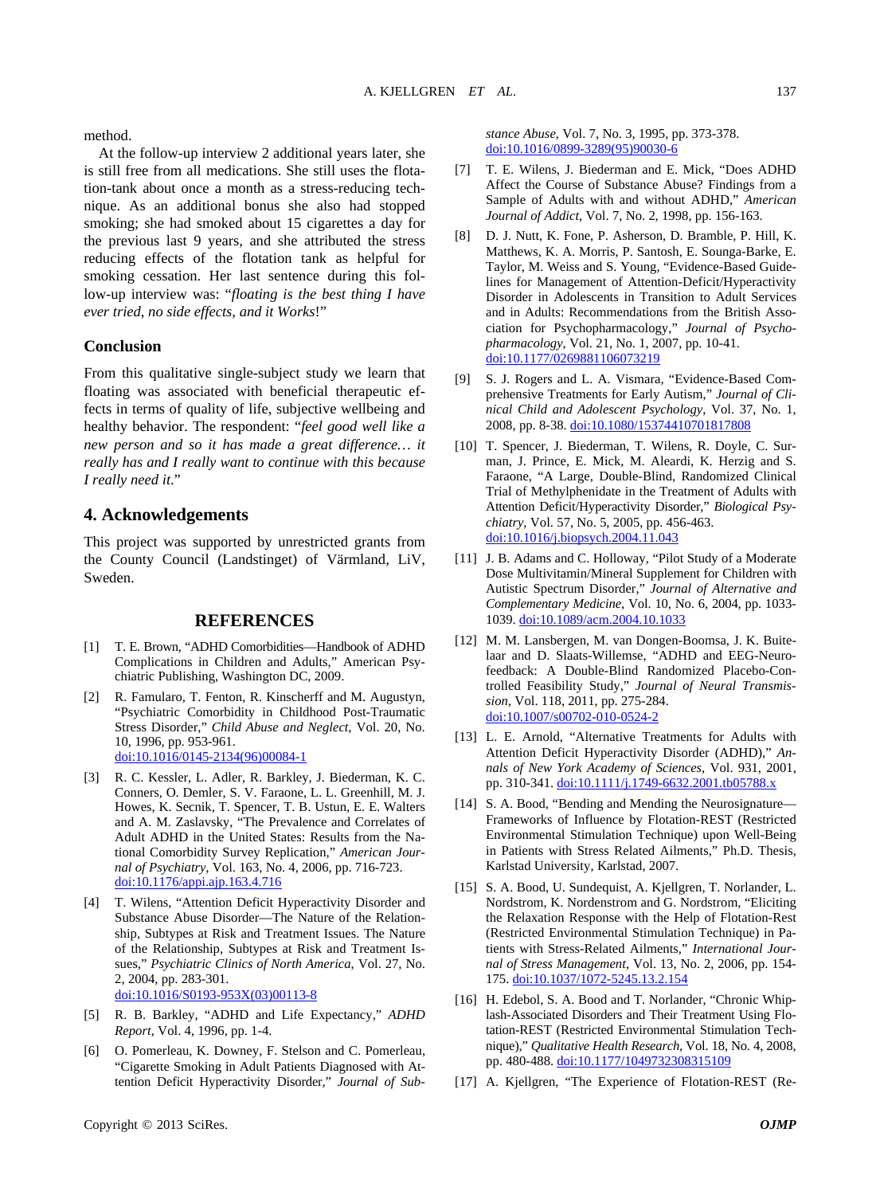method.

At the follow-up interview 2 additional years later, she is still free from all medications. She still uses the flotation-tank about once a month as a stress-reducing technique. As an additional bonus she also had stopped smoking; she had smoked about 15 cigarettes a day for the previous last 9 years, and she attributed the stress reducing effects of the flotation tank as helpful for smoking cessation. Her last sentence during this follow-up interview was: "*floating is the best thing I have ever tried, no side effects, and it Works*!"

### Conclusion

From this qualitative single-subject study we learn that floating was associated with beneficial therapeutic effects in terms of quality of life, subjective wellbeing and healthy behavior. The respondent: "*feel good well like a new person and so it has made a great difference… it really has and I really want to continue with this because I really need it*."

## 4. Acknowledgements

This project was supported by unrestricted grants from the County Council (Landstinget) of Värmland, LiV, Sweden.

## REFERENCES

[1] T. E. Brown, "ADHD Comorbidities—Handbook of ADHD Complications in Children and Adults," American Psychiatric Publishing, Washington DC, 2009.

[2] R. Famularo, T. Fenton, R. Kinscherff and M. Augustyn, "Psychiatric Comorbidity in Childhood Post-Traumatic Stress Disorder," *Child Abuse and Neglect*, Vol. 20, No. 10, 1996, pp. 953-961. doi:10.1016/0145-2134(96)00084-1

[3] R. C. Kessler, L. Adler, R. Barkley, J. Biederman, K. C. Conners, O. Demler, S. V. Faraone, L. L. Greenhill, M. J. Howes, K. Secnik, T. Spencer, T. B. Ustun, E. E. Walters and A. M. Zaslavsky, "The Prevalence and Correlates of Adult ADHD in the United States: Results from the National Comorbidity Survey Replication," *American Journal of Psychiatry*, Vol. 163, No. 4, 2006, pp. 716-723. doi:10.1176/appi.ajp.163.4.716

[4] T. Wilens, "Attention Deficit Hyperactivity Disorder and Substance Abuse Disorder—The Nature of the Relationship, Subtypes at Risk and Treatment Issues. The Nature of the Relationship, Subtypes at Risk and Treatment Issues," *Psychiatric Clinics of North America*, Vol. 27, No. 2, 2004, pp. 283-301. doi:10.1016/S0193-953X(03)00113-8

[5] R. B. Barkley, "ADHD and Life Expectancy," *ADHD Report*, Vol. 4, 1996, pp. 1-4.

[6] O. Pomerleau, K. Downey, F. Stelson and C. Pomerleau, "Cigarette Smoking in Adult Patients Diagnosed with Attention Deficit Hyperactivity Disorder," *Journal of Substance Abuse*, Vol. 7, No. 3, 1995, pp. 373-378. doi:10.1016/0899-3289(95)90030-6

[7] T. E. Wilens, J. Biederman and E. Mick, "Does ADHD Affect the Course of Substance Abuse? Findings from a Sample of Adults with and without ADHD," *American Journal of Addict*, Vol. 7, No. 2, 1998, pp. 156-163.

[8] D. J. Nutt, K. Fone, P. Asherson, D. Bramble, P. Hill, K. Matthews, K. A. Morris, P. Santosh, E. Sounga-Barke, E. Taylor, M. Weiss and S. Young, "Evidence-Based Guidelines for Management of Attention-Deficit/Hyperactivity Disorder in Adolescents in Transition to Adult Services and in Adults: Recommendations from the British Association for Psychopharmacology," *Journal of Psychopharmacology*, Vol. 21, No. 1, 2007, pp. 10-41. doi:10.1177/0269881106073219

[9] S. J. Rogers and L. A. Vismara, "Evidence-Based Comprehensive Treatments for Early Autism," *Journal of Clinical Child and Adolescent Psychology*, Vol. 37, No. 1, 2008, pp. 8-38. doi:10.1080/15374410701817808

[10] T. Spencer, J. Biederman, T. Wilens, R. Doyle, C. Surman, J. Prince, E. Mick, M. Aleardi, K. Herzig and S. Faraone, "A Large, Double-Blind, Randomized Clinical Trial of Methylphenidate in the Treatment of Adults with Attention Deficit/Hyperactivity Disorder," *Biological Psychiatry*, Vol. 57, No. 5, 2005, pp. 456-463. doi:10.1016/j.biopsych.2004.11.043

[11] J. B. Adams and C. Holloway, "Pilot Study of a Moderate Dose Multivitamin/Mineral Supplement for Children with Autistic Spectrum Disorder," *Journal of Alternative and Complementary Medicine*, Vol. 10, No. 6, 2004, pp. 1033-1039. doi:10.1089/acm.2004.10.1033

[12] M. M. Lansbergen, M. van Dongen-Boomsa, J. K. Buitelaar and D. Slaats-Willemse, "ADHD and EEG-Neurofeedback: A Double-Blind Randomized Placebo-Controlled Feasibility Study," *Journal of Neural Transmission*, Vol. 118, 2011, pp. 275-284. doi:10.1007/s00702-010-0524-2

[13] L. E. Arnold, "Alternative Treatments for Adults with Attention Deficit Hyperactivity Disorder (ADHD)," *Annals of New York Academy of Sciences*, Vol. 931, 2001, pp. 310-341. doi:10.1111/j.1749-6632.2001.tb05788.x

[14] S. A. Bood, "Bending and Mending the Neurosignature—Frameworks of Influence by Flotation-REST (Restricted Environmental Stimulation Technique) upon Well-Being in Patients with Stress Related Ailments," Ph.D. Thesis, Karlstad University, Karlstad, 2007.

[15] S. A. Bood, U. Sundequist, A. Kjellgren, T. Norlander, L. Nordstrom, K. Nordenstrom and G. Nordstrom, "Eliciting the Relaxation Response with the Help of Flotation-Rest (Restricted Environmental Stimulation Technique) in Patients with Stress-Related Ailments," *International Journal of Stress Management*, Vol. 13, No. 2, 2006, pp. 154-175. doi:10.1037/1072-5245.13.2.154

[16] H. Edebol, S. A. Bood and T. Norlander, "Chronic Whiplash-Associated Disorders and Their Treatment Using Flotation-REST (Restricted Environmental Stimulation Technique)," *Qualitative Health Research*, Vol. 18, No. 4, 2008, pp. 480-488. doi:10.1177/1049732308315109

[17] A. Kjellgren, "The Experience of Flotation-REST (Re-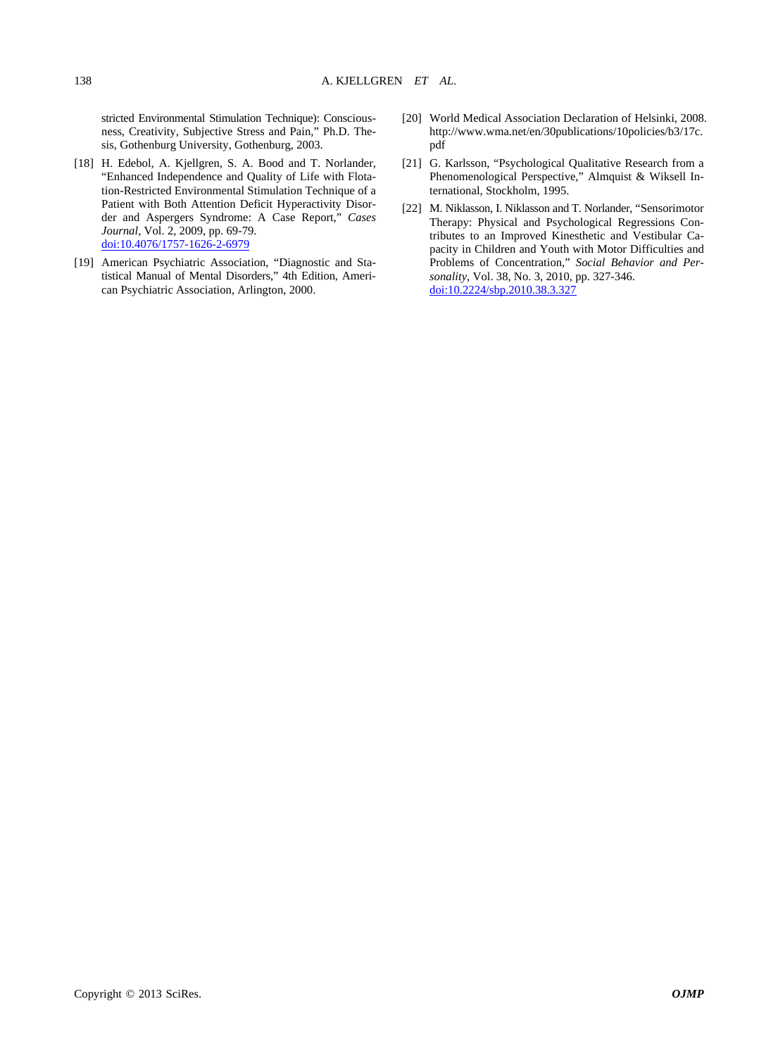stricted Environmental Stimulation Technique): Consciousness, Creativity, Subjective Stress and Pain," Ph.D. Thesis, Gothenburg University, Gothenburg, 2003.

[18] H. Edebol, A. Kjellgren, S. A. Bood and T. Norlander, "Enhanced Independence and Quality of Life with Flotation-Restricted Environmental Stimulation Technique of a Patient with Both Attention Deficit Hyperactivity Disorder and Aspergers Syndrome: A Case Report," *Cases Journal*, Vol. 2, 2009, pp. 69-79. doi:10.4076/1757-1626-2-6979

[19] American Psychiatric Association, "Diagnostic and Statistical Manual of Mental Disorders," 4th Edition, American Psychiatric Association, Arlington, 2000.

[20] World Medical Association Declaration of Helsinki, 2008. http://www.wma.net/en/30publications/10policies/b3/17c.pdf

[21] G. Karlsson, "Psychological Qualitative Research from a Phenomenological Perspective," Almquist & Wiksell International, Stockholm, 1995.

[22] M. Niklasson, I. Niklasson and T. Norlander, "Sensorimotor Therapy: Physical and Psychological Regressions Contributes to an Improved Kinesthetic and Vestibular Capacity in Children and Youth with Motor Difficulties and Problems of Concentration," *Social Behavior and Personality*, Vol. 38, No. 3, 2010, pp. 327-346. doi:10.2224/sbp.2010.38.3.327